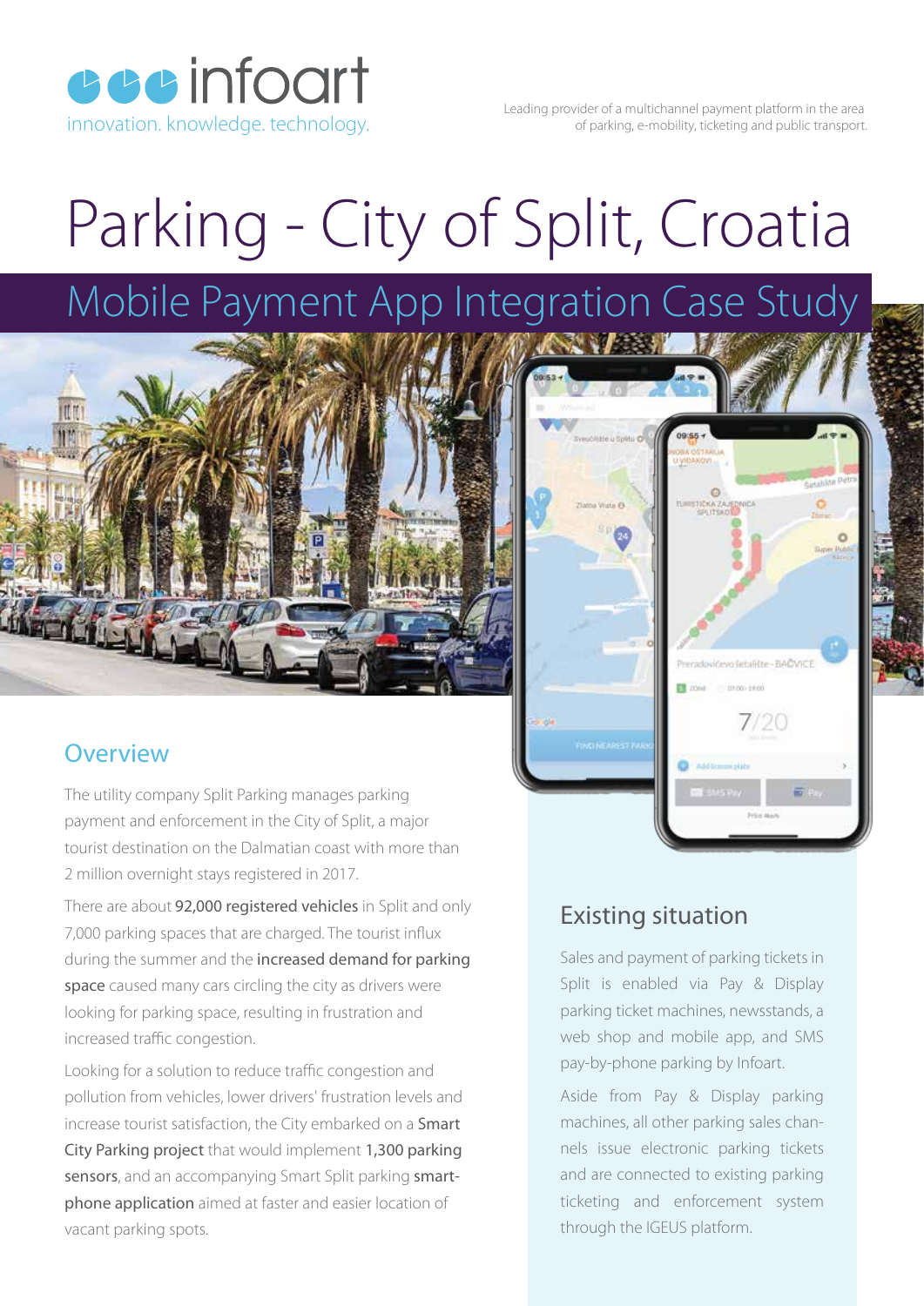infoart
innovation. knowledge. technology.

Leading provider of a multichannel payment platform in the area of parking, e-mobility, ticketing and public transport.

# Parking - City of Split, Croatia

## Mobile Payment App Integration Case Study

## Overview

The utility company Split Parking manages parking payment and enforcement in the City of Split, a major tourist destination on the Dalmatian coast with more than 2 million overnight stays registered in 2017.

There are about **92,000 registered vehicles** in Split and only 7,000 parking spaces that are charged. The tourist influx during the summer and the **increased demand for parking space** caused many cars circling the city as drivers were looking for parking space, resulting in frustration and increased traffic congestion.

Looking for a solution to reduce traffic congestion and pollution from vehicles, lower drivers' frustration levels and increase tourist satisfaction, the City embarked on a **Smart City Parking project** that would implement **1,300 parking sensors**, and an accompanying Smart Split parking **smartphone application** aimed at faster and easier location of vacant parking spots.

## Existing situation

Sales and payment of parking tickets in Split is enabled via Pay & Display parking ticket machines, newsstands, a web shop and mobile app, and SMS pay-by-phone parking by Infoart.

Aside from Pay & Display parking machines, all other parking sales channels issue electronic parking tickets and are connected to existing parking ticketing and enforcement system through the IGEUS platform.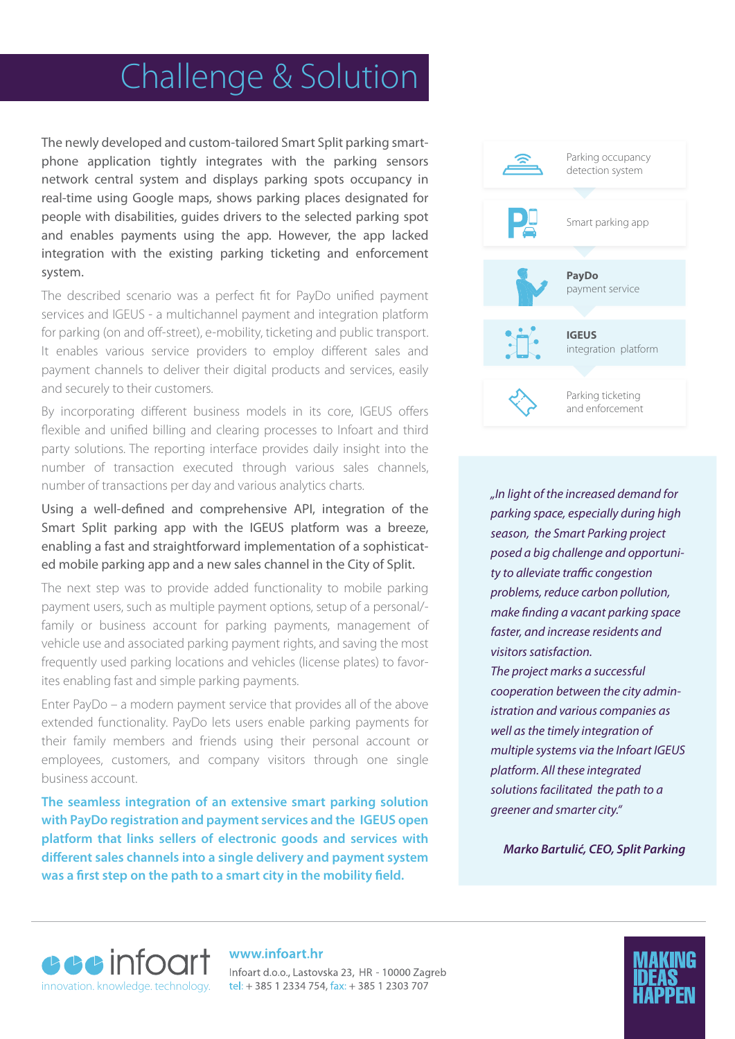# Challenge & Solution

The newly developed and custom-tailored Smart Split parking smartphone application tightly integrates with the parking sensors network central system and displays parking spots occupancy in real-time using Google maps, shows parking places designated for people with disabilities, guides drivers to the selected parking spot and enables payments using the app. However, the app lacked integration with the existing parking ticketing and enforcement system.

The described scenario was a perfect fit for PayDo unified payment services and IGEUS - a multichannel payment and integration platform for parking (on and off-street), e-mobility, ticketing and public transport. It enables various service providers to employ different sales and payment channels to deliver their digital products and services, easily and securely to their customers.

By incorporating different business models in its core, IGEUS offers flexible and unified billing and clearing processes to Infoart and third party solutions. The reporting interface provides daily insight into the number of transaction executed through various sales channels, number of transactions per day and various analytics charts.

Using a well-defined and comprehensive API, integration of the Smart Split parking app with the IGEUS platform was a breeze, enabling a fast and straightforward implementation of a sophisticated mobile parking app and a new sales channel in the City of Split.

The next step was to provide added functionality to mobile parking payment users, such as multiple payment options, setup of a personal/family or business account for parking payments, management of vehicle use and associated parking payment rights, and saving the most frequently used parking locations and vehicles (license plates) to favorites enabling fast and simple parking payments.

Enter PayDo – a modern payment service that provides all of the above extended functionality. PayDo lets users enable parking payments for their family members and friends using their personal account or employees, customers, and company visitors through one single business account.

**The seamless integration of an extensive smart parking solution with PayDo registration and payment services and the IGEUS open platform that links sellers of electronic goods and services with different sales channels into a single delivery and payment system was a first step on the path to a smart city in the mobility field.**

Parking occupancy detection system

Smart parking app

**PayDo** payment service

**IGEUS** integration platform

Parking ticketing and enforcement

*„In light of the increased demand for parking space, especially during high season, the Smart Parking project posed a big challenge and opportunity to alleviate traffic congestion problems, reduce carbon pollution, make finding a vacant parking space faster, and increase residents and visitors satisfaction.*
*The project marks a successful cooperation between the city administration and various companies as well as the timely integration of multiple systems via the Infoart IGEUS platform. All these integrated solutions facilitated the path to a greener and smarter city."*

***Marko Bartulić, CEO, Split Parking***

infoart
innovation. knowledge. technology.

www.infoart.hr
Infoart d.o.o., Lastovska 23, HR - 10000 Zagreb
tel: + 385 1 2334 754, fax: + 385 1 2303 707

MAKING IDEAS HAPPEN